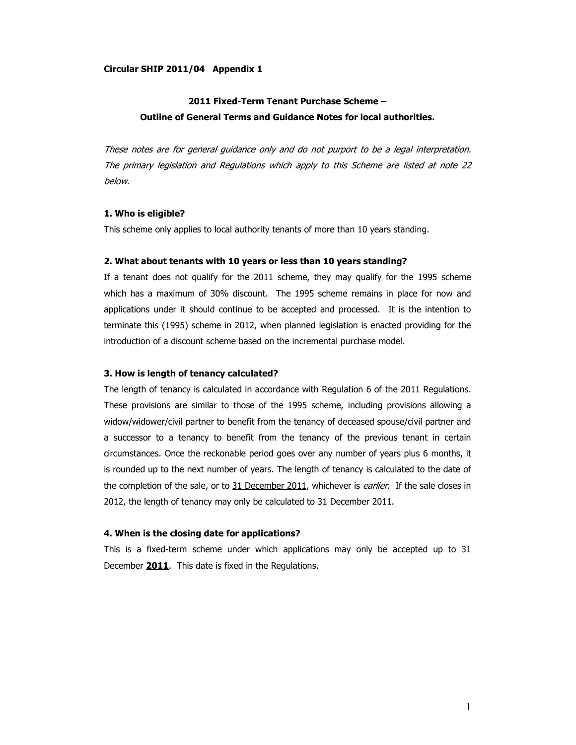**Circular SHIP 2011/04 Appendix 1**

## 2011 Fixed-Term Tenant Purchase Scheme – Outline of General Terms and Guidance Notes for local authorities.

*These notes are for general guidance only and do not purport to be a legal interpretation. The primary legislation and Regulations which apply to this Scheme are listed at note 22 below.*

### 1. Who is eligible?

This scheme only applies to local authority tenants of more than 10 years standing.

### 2. What about tenants with 10 years or less than 10 years standing?

If a tenant does not qualify for the 2011 scheme, they may qualify for the 1995 scheme which has a maximum of 30% discount. The 1995 scheme remains in place for now and applications under it should continue to be accepted and processed. It is the intention to terminate this (1995) scheme in 2012, when planned legislation is enacted providing for the introduction of a discount scheme based on the incremental purchase model.

### 3. How is length of tenancy calculated?

The length of tenancy is calculated in accordance with Regulation 6 of the 2011 Regulations. These provisions are similar to those of the 1995 scheme, including provisions allowing a widow/widower/civil partner to benefit from the tenancy of deceased spouse/civil partner and a successor to a tenancy to benefit from the tenancy of the previous tenant in certain circumstances. Once the reckonable period goes over any number of years plus 6 months, it is rounded up to the next number of years. The length of tenancy is calculated to the date of the completion of the sale, or to 31 December 2011, whichever is *earlier*. If the sale closes in 2012, the length of tenancy may only be calculated to 31 December 2011.

### 4. When is the closing date for applications?

This is a fixed-term scheme under which applications may only be accepted up to 31 December **2011**. This date is fixed in the Regulations.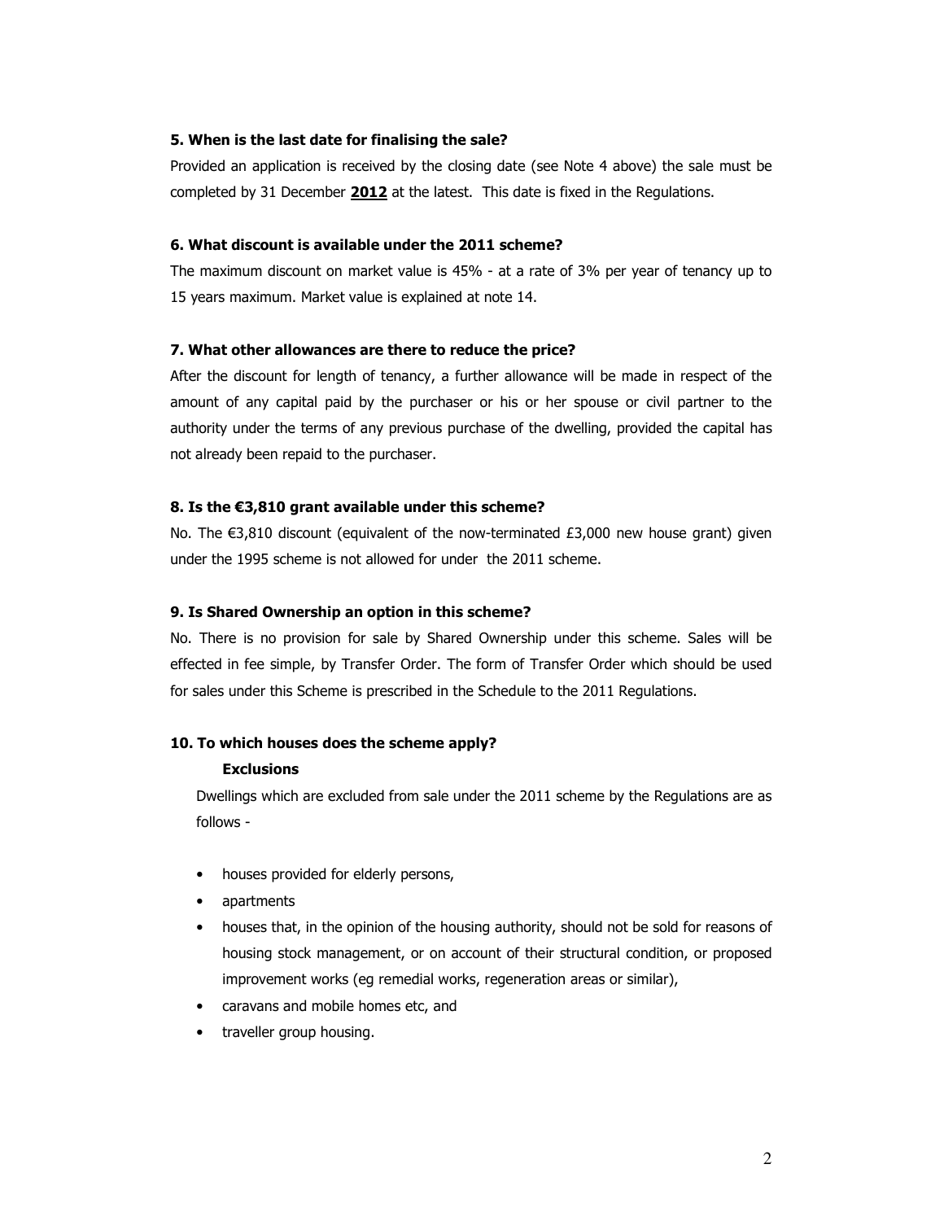**5. When is the last date for finalising the sale?**

Provided an application is received by the closing date (see Note 4 above) the sale must be completed by 31 December **2012** at the latest. This date is fixed in the Regulations.

**6. What discount is available under the 2011 scheme?**

The maximum discount on market value is 45% - at a rate of 3% per year of tenancy up to 15 years maximum. Market value is explained at note 14.

**7. What other allowances are there to reduce the price?**

After the discount for length of tenancy, a further allowance will be made in respect of the amount of any capital paid by the purchaser or his or her spouse or civil partner to the authority under the terms of any previous purchase of the dwelling, provided the capital has not already been repaid to the purchaser.

**8. Is the €3,810 grant available under this scheme?**

No. The €3,810 discount (equivalent of the now-terminated £3,000 new house grant) given under the 1995 scheme is not allowed for under the 2011 scheme.

**9. Is Shared Ownership an option in this scheme?**

No. There is no provision for sale by Shared Ownership under this scheme. Sales will be effected in fee simple, by Transfer Order. The form of Transfer Order which should be used for sales under this Scheme is prescribed in the Schedule to the 2011 Regulations.

**10. To which houses does the scheme apply?**

**Exclusions**

Dwellings which are excluded from sale under the 2011 scheme by the Regulations are as follows -

- houses provided for elderly persons,
- apartments
- houses that, in the opinion of the housing authority, should not be sold for reasons of housing stock management, or on account of their structural condition, or proposed improvement works (eg remedial works, regeneration areas or similar),
- caravans and mobile homes etc, and
- traveller group housing.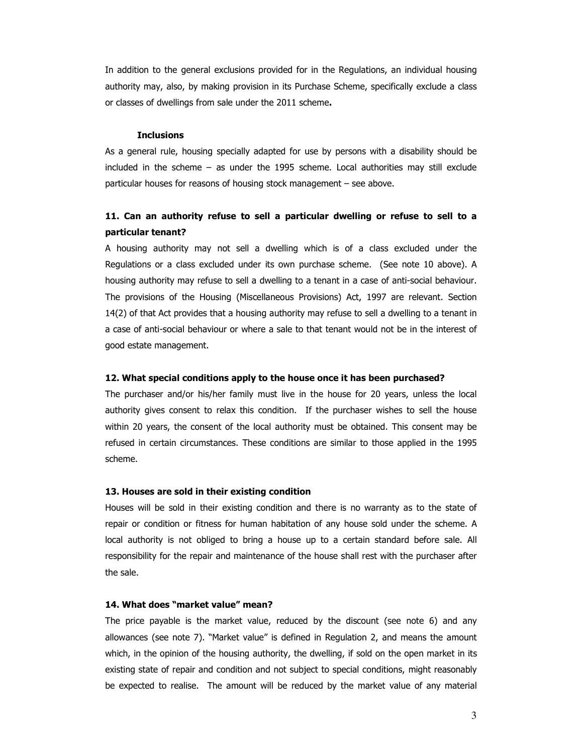In addition to the general exclusions provided for in the Regulations, an individual housing authority may, also, by making provision in its Purchase Scheme, specifically exclude a class or classes of dwellings from sale under the 2011 scheme**.**

**Inclusions**

As a general rule, housing specially adapted for use by persons with a disability should be included in the scheme – as under the 1995 scheme. Local authorities may still exclude particular houses for reasons of housing stock management – see above.

### 11. Can an authority refuse to sell a particular dwelling or refuse to sell to a particular tenant?

A housing authority may not sell a dwelling which is of a class excluded under the Regulations or a class excluded under its own purchase scheme. (See note 10 above). A housing authority may refuse to sell a dwelling to a tenant in a case of anti-social behaviour. The provisions of the Housing (Miscellaneous Provisions) Act, 1997 are relevant. Section 14(2) of that Act provides that a housing authority may refuse to sell a dwelling to a tenant in a case of anti-social behaviour or where a sale to that tenant would not be in the interest of good estate management.

### 12. What special conditions apply to the house once it has been purchased?

The purchaser and/or his/her family must live in the house for 20 years, unless the local authority gives consent to relax this condition. If the purchaser wishes to sell the house within 20 years, the consent of the local authority must be obtained. This consent may be refused in certain circumstances. These conditions are similar to those applied in the 1995 scheme.

### 13. Houses are sold in their existing condition

Houses will be sold in their existing condition and there is no warranty as to the state of repair or condition or fitness for human habitation of any house sold under the scheme. A local authority is not obliged to bring a house up to a certain standard before sale. All responsibility for the repair and maintenance of the house shall rest with the purchaser after the sale.

### 14. What does "market value" mean?

The price payable is the market value, reduced by the discount (see note 6) and any allowances (see note 7). "Market value" is defined in Regulation 2, and means the amount which, in the opinion of the housing authority, the dwelling, if sold on the open market in its existing state of repair and condition and not subject to special conditions, might reasonably be expected to realise. The amount will be reduced by the market value of any material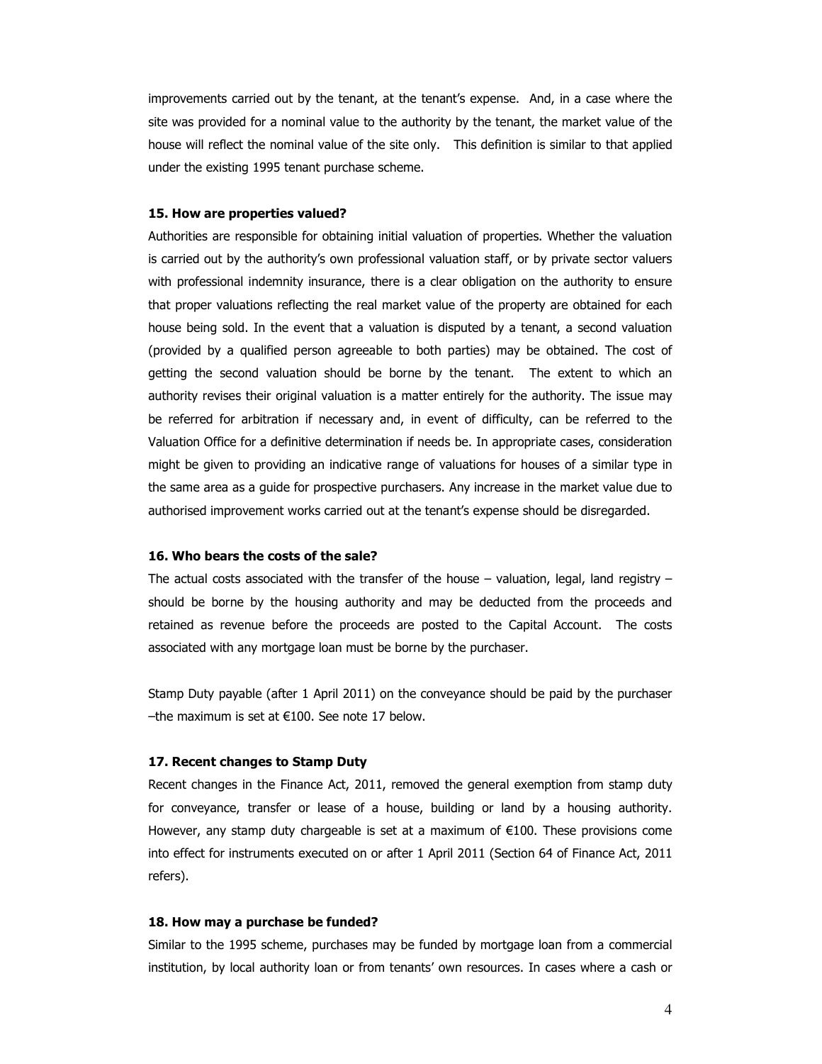improvements carried out by the tenant, at the tenant's expense. And, in a case where the site was provided for a nominal value to the authority by the tenant, the market value of the house will reflect the nominal value of the site only. This definition is similar to that applied under the existing 1995 tenant purchase scheme.

**15. How are properties valued?**

Authorities are responsible for obtaining initial valuation of properties. Whether the valuation is carried out by the authority's own professional valuation staff, or by private sector valuers with professional indemnity insurance, there is a clear obligation on the authority to ensure that proper valuations reflecting the real market value of the property are obtained for each house being sold. In the event that a valuation is disputed by a tenant, a second valuation (provided by a qualified person agreeable to both parties) may be obtained. The cost of getting the second valuation should be borne by the tenant. The extent to which an authority revises their original valuation is a matter entirely for the authority. The issue may be referred for arbitration if necessary and, in event of difficulty, can be referred to the Valuation Office for a definitive determination if needs be. In appropriate cases, consideration might be given to providing an indicative range of valuations for houses of a similar type in the same area as a guide for prospective purchasers. Any increase in the market value due to authorised improvement works carried out at the tenant's expense should be disregarded.

**16. Who bears the costs of the sale?**

The actual costs associated with the transfer of the house – valuation, legal, land registry – should be borne by the housing authority and may be deducted from the proceeds and retained as revenue before the proceeds are posted to the Capital Account. The costs associated with any mortgage loan must be borne by the purchaser.

Stamp Duty payable (after 1 April 2011) on the conveyance should be paid by the purchaser –the maximum is set at €100. See note 17 below.

**17. Recent changes to Stamp Duty**

Recent changes in the Finance Act, 2011, removed the general exemption from stamp duty for conveyance, transfer or lease of a house, building or land by a housing authority. However, any stamp duty chargeable is set at a maximum of €100. These provisions come into effect for instruments executed on or after 1 April 2011 (Section 64 of Finance Act, 2011 refers).

**18. How may a purchase be funded?**

Similar to the 1995 scheme, purchases may be funded by mortgage loan from a commercial institution, by local authority loan or from tenants' own resources. In cases where a cash or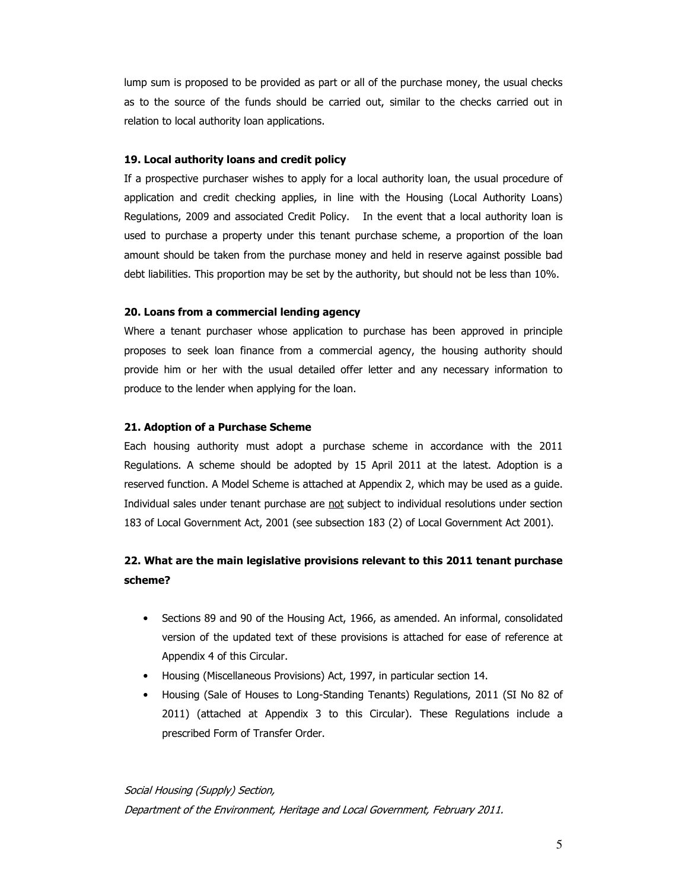lump sum is proposed to be provided as part or all of the purchase money, the usual checks as to the source of the funds should be carried out, similar to the checks carried out in relation to local authority loan applications.

**19. Local authority loans and credit policy**

If a prospective purchaser wishes to apply for a local authority loan, the usual procedure of application and credit checking applies, in line with the Housing (Local Authority Loans) Regulations, 2009 and associated Credit Policy. In the event that a local authority loan is used to purchase a property under this tenant purchase scheme, a proportion of the loan amount should be taken from the purchase money and held in reserve against possible bad debt liabilities. This proportion may be set by the authority, but should not be less than 10%.

**20. Loans from a commercial lending agency**

Where a tenant purchaser whose application to purchase has been approved in principle proposes to seek loan finance from a commercial agency, the housing authority should provide him or her with the usual detailed offer letter and any necessary information to produce to the lender when applying for the loan.

**21. Adoption of a Purchase Scheme**

Each housing authority must adopt a purchase scheme in accordance with the 2011 Regulations. A scheme should be adopted by 15 April 2011 at the latest. Adoption is a reserved function. A Model Scheme is attached at Appendix 2, which may be used as a guide. Individual sales under tenant purchase are <u>not</u> subject to individual resolutions under section 183 of Local Government Act, 2001 (see subsection 183 (2) of Local Government Act 2001).

**22. What are the main legislative provisions relevant to this 2011 tenant purchase scheme?**

- Sections 89 and 90 of the Housing Act, 1966, as amended. An informal, consolidated version of the updated text of these provisions is attached for ease of reference at Appendix 4 of this Circular.
- Housing (Miscellaneous Provisions) Act, 1997, in particular section 14.
- Housing (Sale of Houses to Long-Standing Tenants) Regulations, 2011 (SI No 82 of 2011) (attached at Appendix 3 to this Circular). These Regulations include a prescribed Form of Transfer Order.

*Social Housing (Supply) Section,*
*Department of the Environment, Heritage and Local Government, February 2011.*